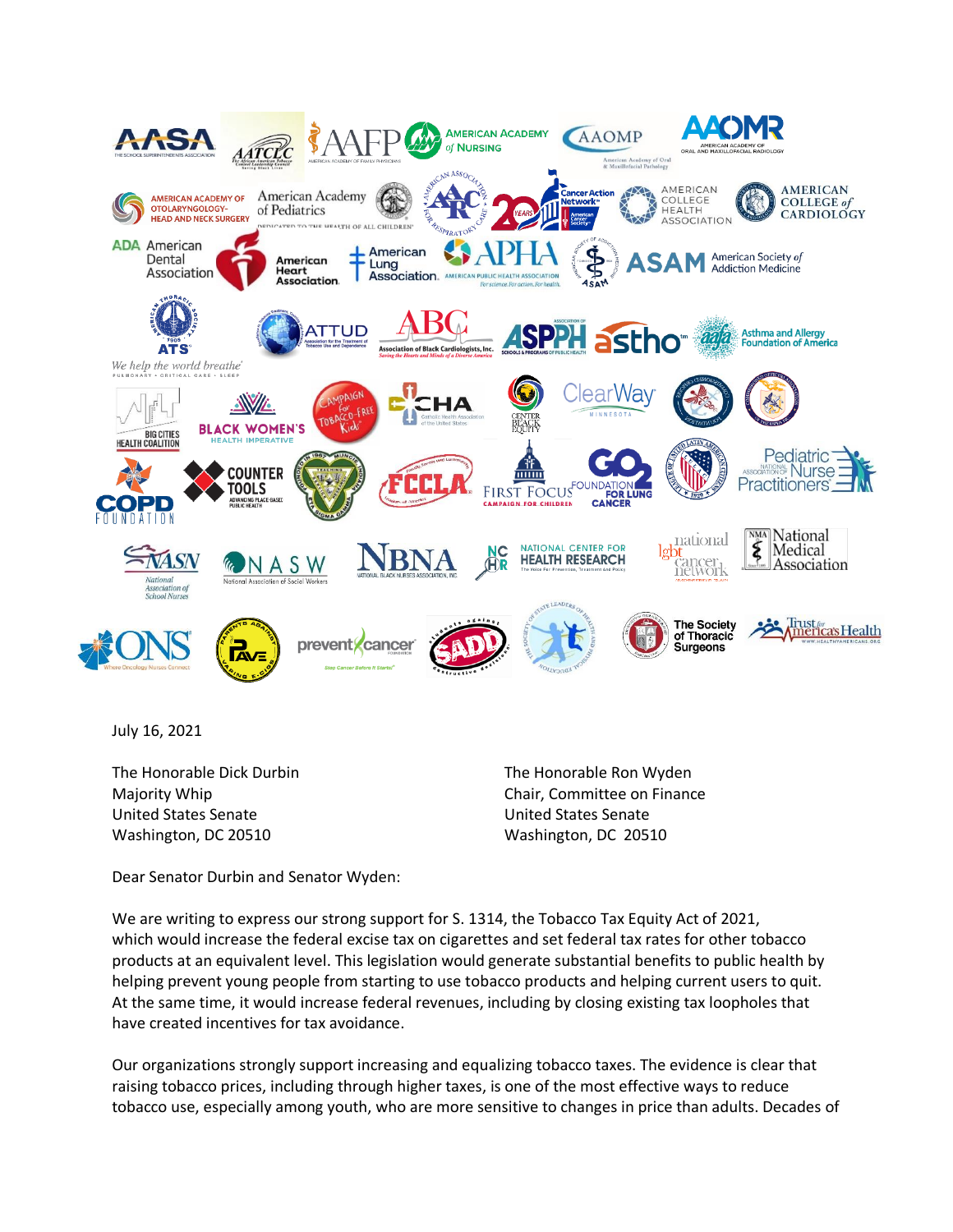July 16, 2021

The Honorable Dick Durbin
Majority Whip
United States Senate
Washington, DC 20510

The Honorable Ron Wyden
Chair, Committee on Finance
United States Senate
Washington, DC 20510

Dear Senator Durbin and Senator Wyden:

We are writing to express our strong support for S. 1314, the Tobacco Tax Equity Act of 2021, which would increase the federal excise tax on cigarettes and set federal tax rates for other tobacco products at an equivalent level. This legislation would generate substantial benefits to public health by helping prevent young people from starting to use tobacco products and helping current users to quit. At the same time, it would increase federal revenues, including by closing existing tax loopholes that have created incentives for tax avoidance.

Our organizations strongly support increasing and equalizing tobacco taxes. The evidence is clear that raising tobacco prices, including through higher taxes, is one of the most effective ways to reduce tobacco use, especially among youth, who are more sensitive to changes in price than adults. Decades of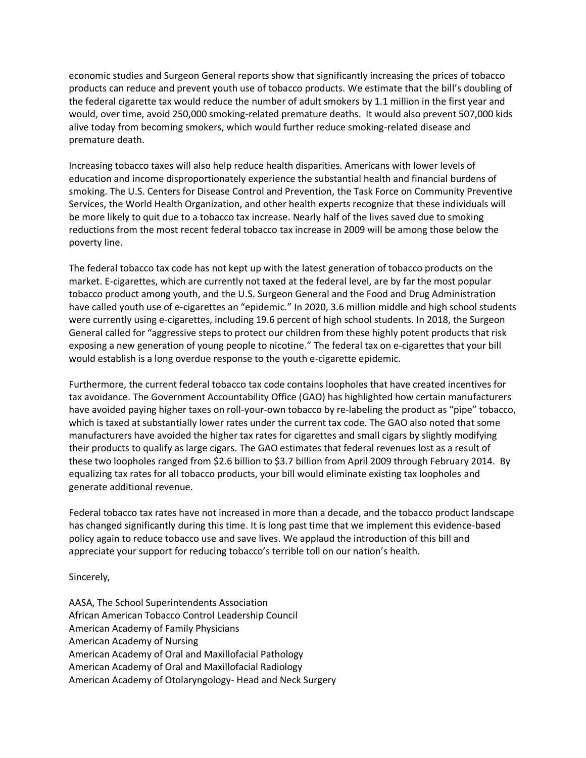economic studies and Surgeon General reports show that significantly increasing the prices of tobacco products can reduce and prevent youth use of tobacco products. We estimate that the bill's doubling of the federal cigarette tax would reduce the number of adult smokers by 1.1 million in the first year and would, over time, avoid 250,000 smoking-related premature deaths. It would also prevent 507,000 kids alive today from becoming smokers, which would further reduce smoking-related disease and premature death.

Increasing tobacco taxes will also help reduce health disparities. Americans with lower levels of education and income disproportionately experience the substantial health and financial burdens of smoking. The U.S. Centers for Disease Control and Prevention, the Task Force on Community Preventive Services, the World Health Organization, and other health experts recognize that these individuals will be more likely to quit due to a tobacco tax increase. Nearly half of the lives saved due to smoking reductions from the most recent federal tobacco tax increase in 2009 will be among those below the poverty line.

The federal tobacco tax code has not kept up with the latest generation of tobacco products on the market. E-cigarettes, which are currently not taxed at the federal level, are by far the most popular tobacco product among youth, and the U.S. Surgeon General and the Food and Drug Administration have called youth use of e-cigarettes an "epidemic." In 2020, 3.6 million middle and high school students were currently using e-cigarettes, including 19.6 percent of high school students. In 2018, the Surgeon General called for "aggressive steps to protect our children from these highly potent products that risk exposing a new generation of young people to nicotine." The federal tax on e-cigarettes that your bill would establish is a long overdue response to the youth e-cigarette epidemic.

Furthermore, the current federal tobacco tax code contains loopholes that have created incentives for tax avoidance. The Government Accountability Office (GAO) has highlighted how certain manufacturers have avoided paying higher taxes on roll-your-own tobacco by re-labeling the product as "pipe" tobacco, which is taxed at substantially lower rates under the current tax code. The GAO also noted that some manufacturers have avoided the higher tax rates for cigarettes and small cigars by slightly modifying their products to qualify as large cigars. The GAO estimates that federal revenues lost as a result of these two loopholes ranged from $2.6 billion to $3.7 billion from April 2009 through February 2014. By equalizing tax rates for all tobacco products, your bill would eliminate existing tax loopholes and generate additional revenue.

Federal tobacco tax rates have not increased in more than a decade, and the tobacco product landscape has changed significantly during this time. It is long past time that we implement this evidence-based policy again to reduce tobacco use and save lives. We applaud the introduction of this bill and appreciate your support for reducing tobacco's terrible toll on our nation's health.

Sincerely,

AASA, The School Superintendents Association
African American Tobacco Control Leadership Council
American Academy of Family Physicians
American Academy of Nursing
American Academy of Oral and Maxillofacial Pathology
American Academy of Oral and Maxillofacial Radiology
American Academy of Otolaryngology- Head and Neck Surgery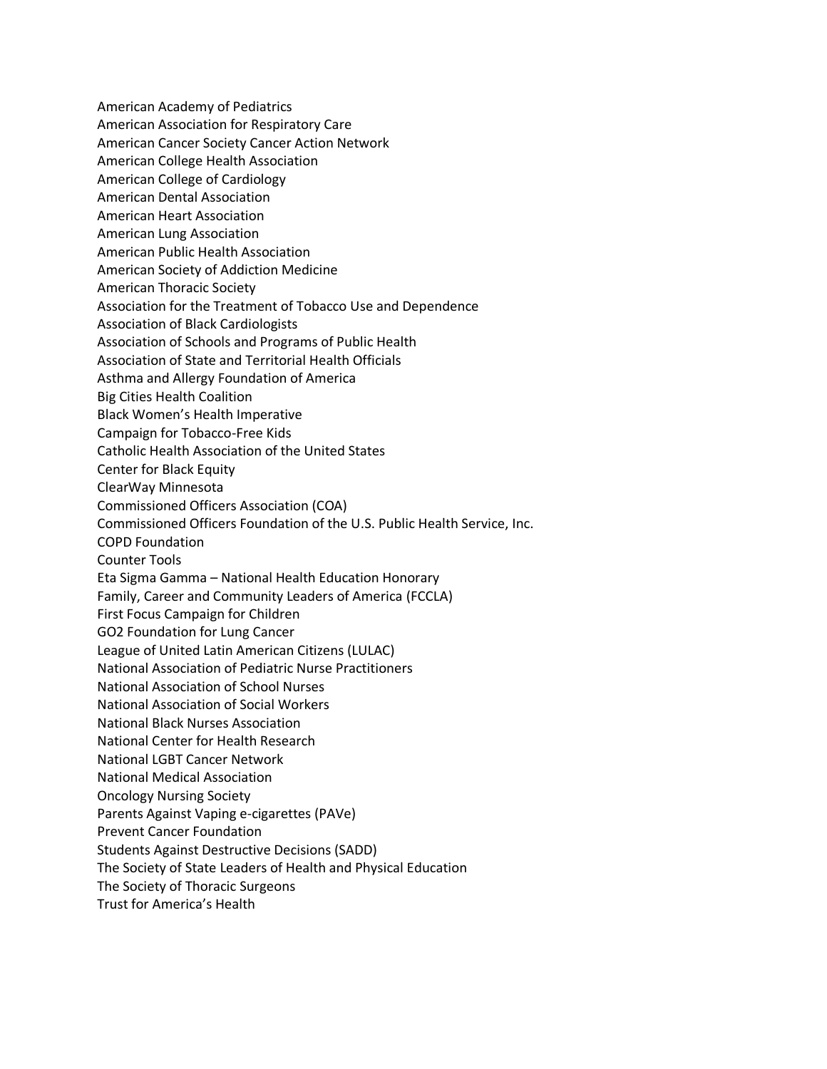American Academy of Pediatrics
American Association for Respiratory Care
American Cancer Society Cancer Action Network
American College Health Association
American College of Cardiology
American Dental Association
American Heart Association
American Lung Association
American Public Health Association
American Society of Addiction Medicine
American Thoracic Society
Association for the Treatment of Tobacco Use and Dependence
Association of Black Cardiologists
Association of Schools and Programs of Public Health
Association of State and Territorial Health Officials
Asthma and Allergy Foundation of America
Big Cities Health Coalition
Black Women's Health Imperative
Campaign for Tobacco-Free Kids
Catholic Health Association of the United States
Center for Black Equity
ClearWay Minnesota
Commissioned Officers Association (COA)
Commissioned Officers Foundation of the U.S. Public Health Service, Inc.
COPD Foundation
Counter Tools
Eta Sigma Gamma – National Health Education Honorary
Family, Career and Community Leaders of America (FCCLA)
First Focus Campaign for Children
GO2 Foundation for Lung Cancer
League of United Latin American Citizens (LULAC)
National Association of Pediatric Nurse Practitioners
National Association of School Nurses
National Association of Social Workers
National Black Nurses Association
National Center for Health Research
National LGBT Cancer Network
National Medical Association
Oncology Nursing Society
Parents Against Vaping e-cigarettes (PAVe)
Prevent Cancer Foundation
Students Against Destructive Decisions (SADD)
The Society of State Leaders of Health and Physical Education
The Society of Thoracic Surgeons
Trust for America's Health